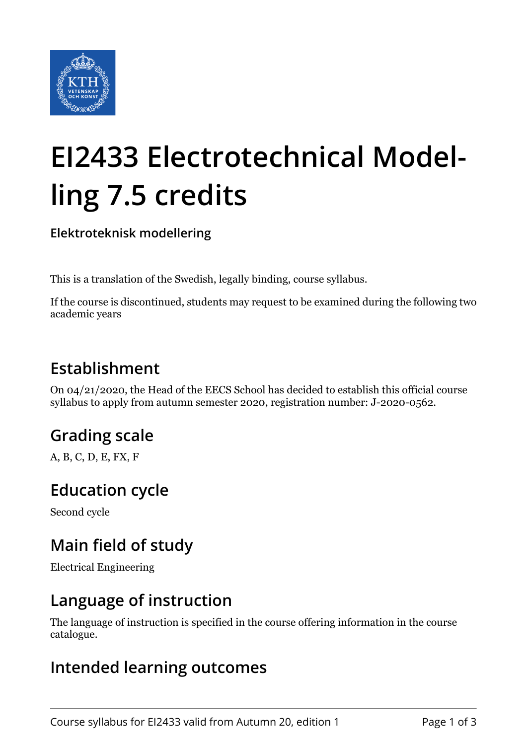# EI2433 Electrotechnical Modelling 7.5 credits

**Elektroteknisk modellering**

This is a translation of the Swedish, legally binding, course syllabus.

If the course is discontinued, students may request to be examined during the following two academic years

## Establishment

On 04/21/2020, the Head of the EECS School has decided to establish this official course syllabus to apply from autumn semester 2020, registration number: J-2020-0562.

## Grading scale

A, B, C, D, E, FX, F

## Education cycle

Second cycle

## Main field of study

Electrical Engineering

## Language of instruction

The language of instruction is specified in the course offering information in the course catalogue.

## Intended learning outcomes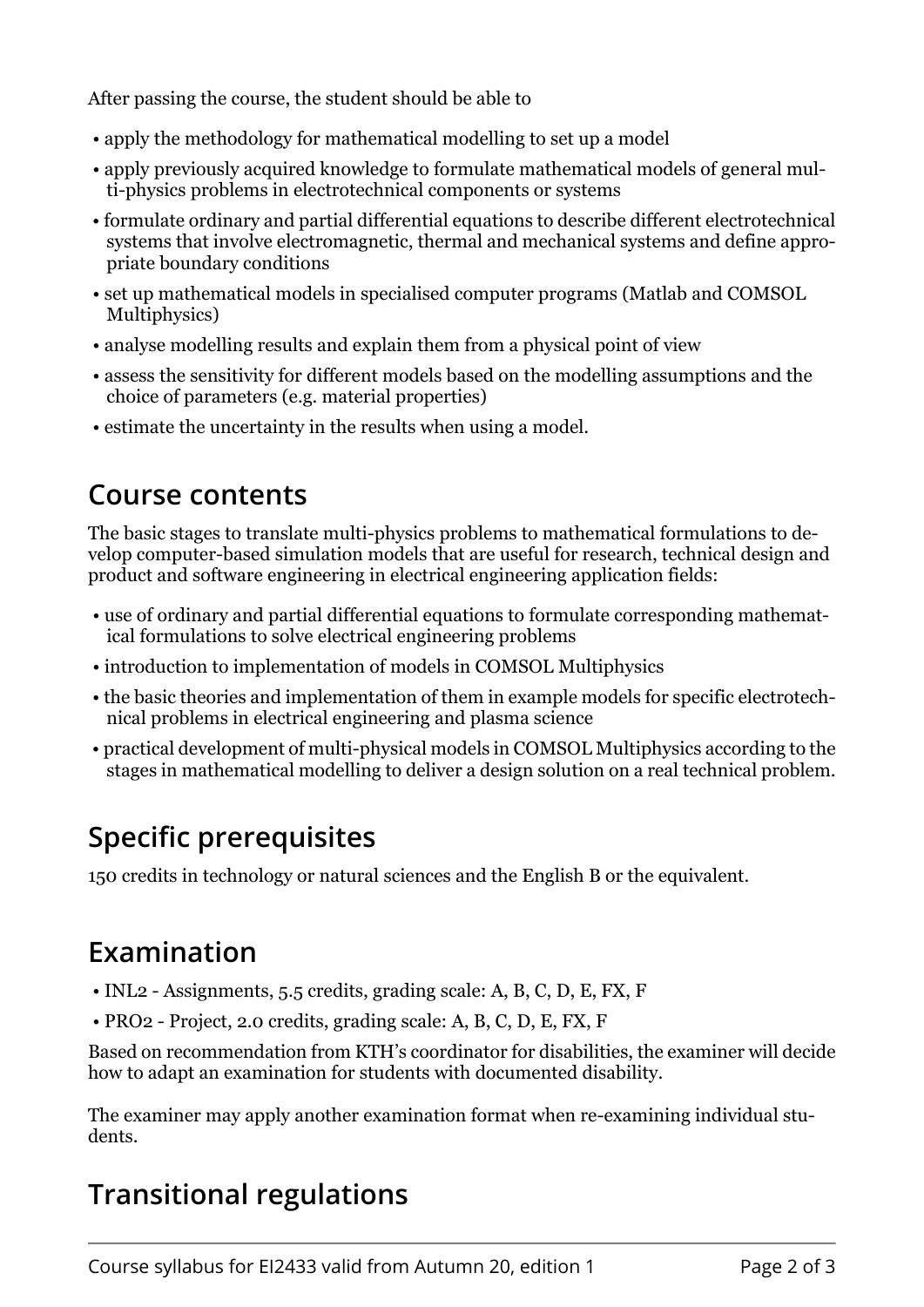After passing the course, the student should be able to

- apply the methodology for mathematical modelling to set up a model
- apply previously acquired knowledge to formulate mathematical models of general multi-physics problems in electrotechnical components or systems
- formulate ordinary and partial differential equations to describe different electrotechnical systems that involve electromagnetic, thermal and mechanical systems and define appropriate boundary conditions
- set up mathematical models in specialised computer programs (Matlab and COMSOL Multiphysics)
- analyse modelling results and explain them from a physical point of view
- assess the sensitivity for different models based on the modelling assumptions and the choice of parameters (e.g. material properties)
- estimate the uncertainty in the results when using a model.

## Course contents

The basic stages to translate multi-physics problems to mathematical formulations to develop computer-based simulation models that are useful for research, technical design and product and software engineering in electrical engineering application fields:

- use of ordinary and partial differential equations to formulate corresponding mathematical formulations to solve electrical engineering problems
- introduction to implementation of models in COMSOL Multiphysics
- the basic theories and implementation of them in example models for specific electrotechnical problems in electrical engineering and plasma science
- practical development of multi-physical models in COMSOL Multiphysics according to the stages in mathematical modelling to deliver a design solution on a real technical problem.

## Specific prerequisites

150 credits in technology or natural sciences and the English B or the equivalent.

## Examination

- INL2 - Assignments, 5.5 credits, grading scale: A, B, C, D, E, FX, F
- PRO2 - Project, 2.0 credits, grading scale: A, B, C, D, E, FX, F

Based on recommendation from KTH's coordinator for disabilities, the examiner will decide how to adapt an examination for students with documented disability.

The examiner may apply another examination format when re-examining individual students.

## Transitional regulations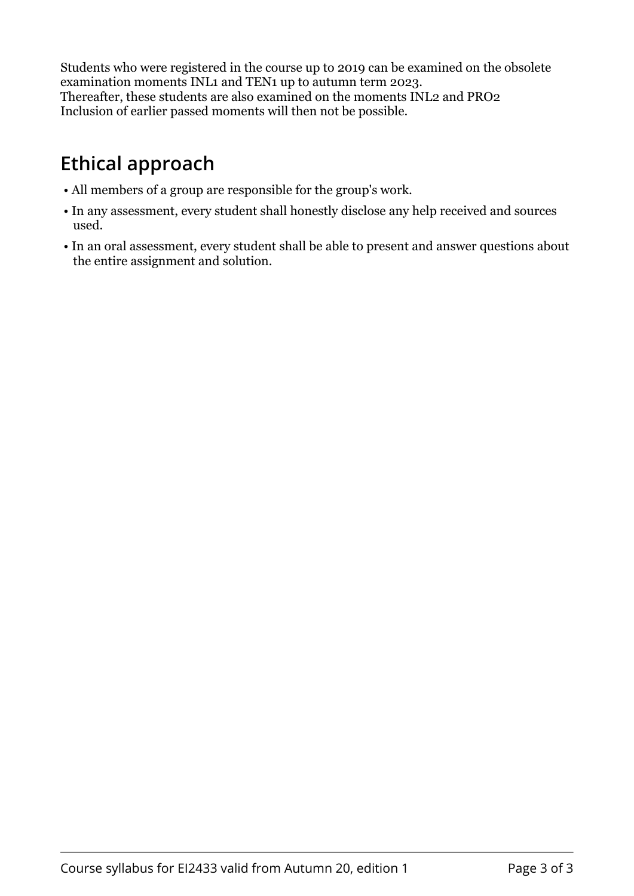Students who were registered in the course up to 2019 can be examined on the obsolete examination moments INL1 and TEN1 up to autumn term 2023.
Thereafter, these students are also examined on the moments INL2 and PRO2
Inclusion of earlier passed moments will then not be possible.

## Ethical approach

- All members of a group are responsible for the group's work.
- In any assessment, every student shall honestly disclose any help received and sources used.
- In an oral assessment, every student shall be able to present and answer questions about the entire assignment and solution.